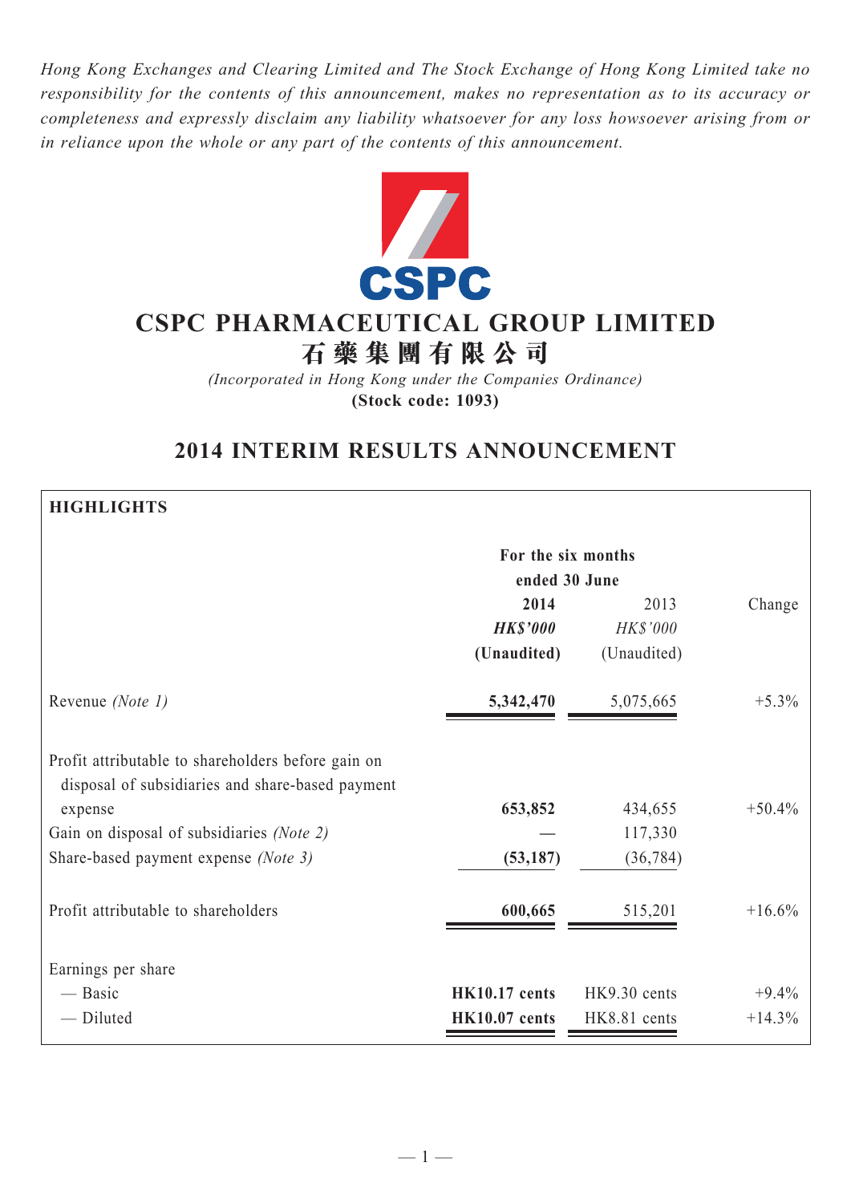*Hong Kong Exchanges and Clearing Limited and The Stock Exchange of Hong Kong Limited take no responsibility for the contents of this announcement, makes no representation as to its accuracy or completeness and expressly disclaim any liability whatsoever for any loss howsoever arising from or in reliance upon the whole or any part of the contents of this announcement.*

CSPC

# CSPC PHARMACEUTICAL GROUP LIMITED
# 石藥集團有限公司

*(Incorporated in Hong Kong under the Companies Ordinance)*

**(Stock code: 1093)**

## 2014 INTERIM RESULTS ANNOUNCEMENT

**HIGHLIGHTS**

| | For the six months ended 30 June | | |
|---|---|---|---|
| | **2014** | 2013 | Change |
| | ***HK$'000*** | *HK$'000* | |
| | **(Unaudited)** | (Unaudited) | |
| Revenue *(Note 1)* | **5,342,470** | 5,075,665 | +5.3% |
| Profit attributable to shareholders before gain on disposal of subsidiaries and share-based payment expense | **653,852** | 434,655 | +50.4% |
| Gain on disposal of subsidiaries *(Note 2)* | **—** | 117,330 | |
| Share-based payment expense *(Note 3)* | **(53,187)** | (36,784) | |
| Profit attributable to shareholders | **600,665** | 515,201 | +16.6% |
| Earnings per share | | | |
| — Basic | **HK10.17 cents** | HK9.30 cents | +9.4% |
| — Diluted | **HK10.07 cents** | HK8.81 cents | +14.3% |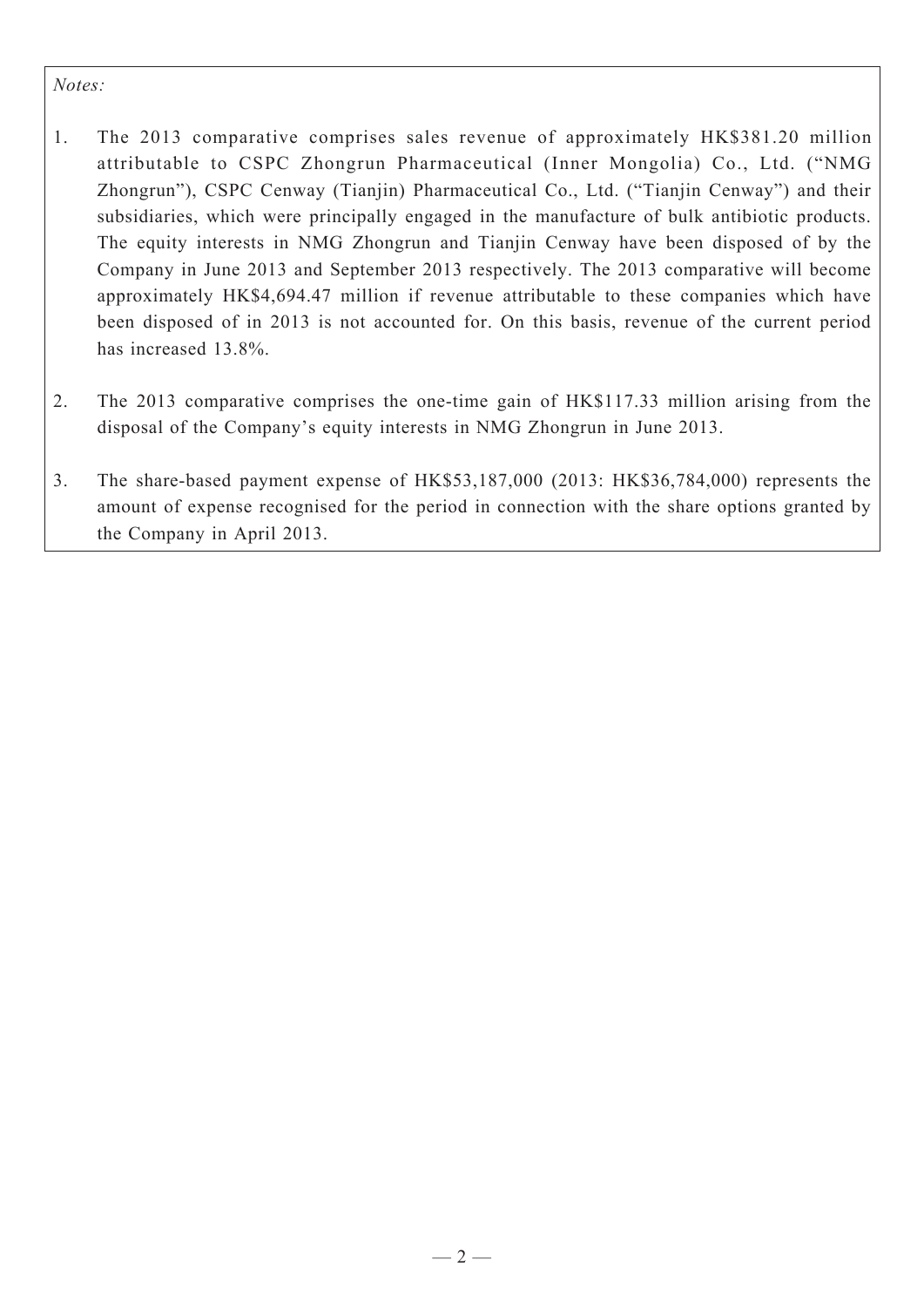*Notes:*

1. The 2013 comparative comprises sales revenue of approximately HK$381.20 million attributable to CSPC Zhongrun Pharmaceutical (Inner Mongolia) Co., Ltd. ("NMG Zhongrun"), CSPC Cenway (Tianjin) Pharmaceutical Co., Ltd. ("Tianjin Cenway") and their subsidiaries, which were principally engaged in the manufacture of bulk antibiotic products. The equity interests in NMG Zhongrun and Tianjin Cenway have been disposed of by the Company in June 2013 and September 2013 respectively. The 2013 comparative will become approximately HK$4,694.47 million if revenue attributable to these companies which have been disposed of in 2013 is not accounted for. On this basis, revenue of the current period has increased 13.8%.

2. The 2013 comparative comprises the one-time gain of HK$117.33 million arising from the disposal of the Company's equity interests in NMG Zhongrun in June 2013.

3. The share-based payment expense of HK$53,187,000 (2013: HK$36,784,000) represents the amount of expense recognised for the period in connection with the share options granted by the Company in April 2013.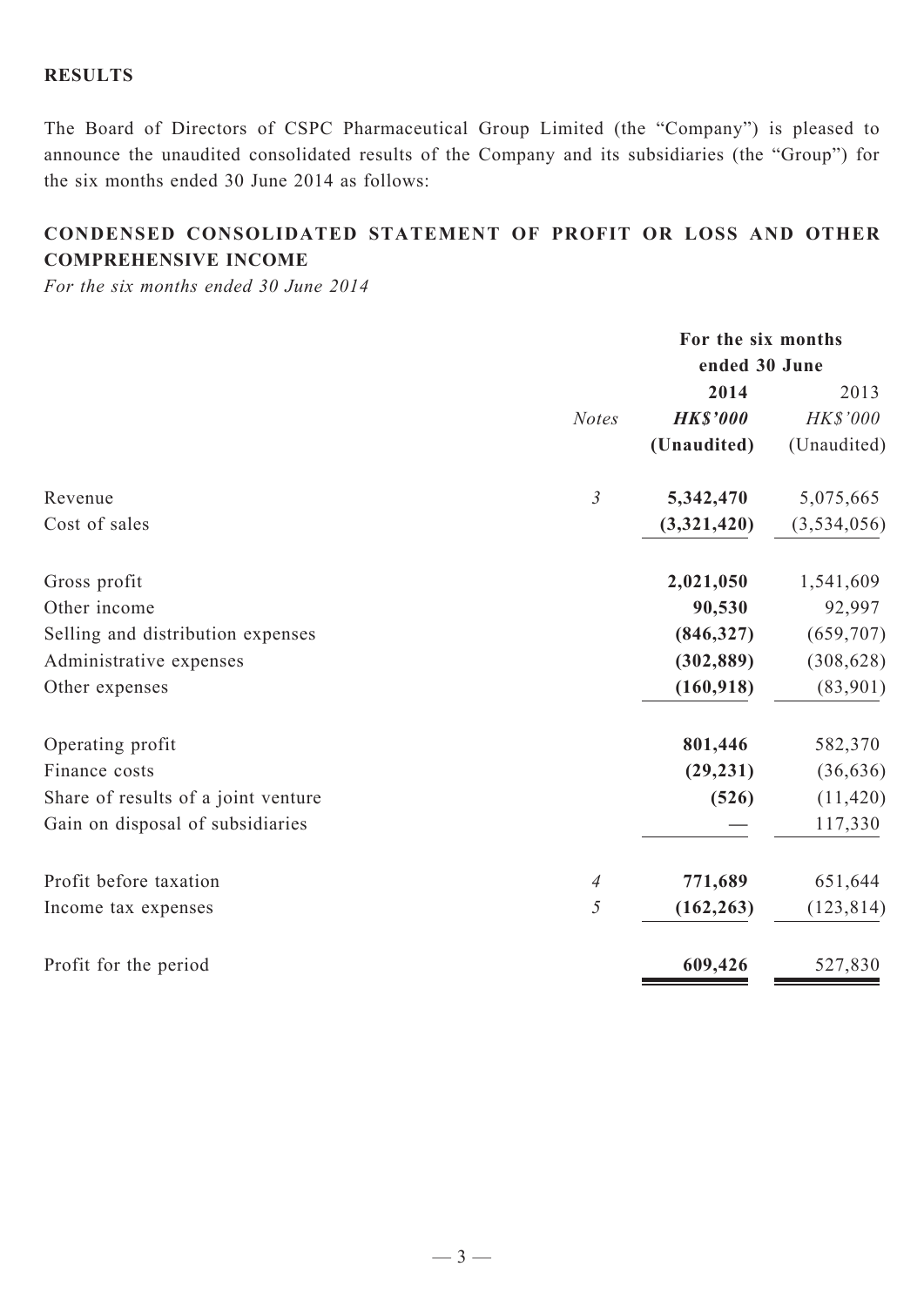## RESULTS

The Board of Directors of CSPC Pharmaceutical Group Limited (the "Company") is pleased to announce the unaudited consolidated results of the Company and its subsidiaries (the "Group") for the six months ended 30 June 2014 as follows:

## CONDENSED CONSOLIDATED STATEMENT OF PROFIT OR LOSS AND OTHER COMPREHENSIVE INCOME

*For the six months ended 30 June 2014*

| | | For the six months ended 30 June | |
|---|---|---|---|
| | | **2014** | 2013 |
| | *Notes* | ***HK$'000*** | *HK$'000* |
| | | **(Unaudited)** | (Unaudited) |
| Revenue | *3* | **5,342,470** | 5,075,665 |
| Cost of sales | | **(3,321,420)** | (3,534,056) |
| Gross profit | | **2,021,050** | 1,541,609 |
| Other income | | **90,530** | 92,997 |
| Selling and distribution expenses | | **(846,327)** | (659,707) |
| Administrative expenses | | **(302,889)** | (308,628) |
| Other expenses | | **(160,918)** | (83,901) |
| Operating profit | | **801,446** | 582,370 |
| Finance costs | | **(29,231)** | (36,636) |
| Share of results of a joint venture | | **(526)** | (11,420) |
| Gain on disposal of subsidiaries | | **—** | 117,330 |
| Profit before taxation | *4* | **771,689** | 651,644 |
| Income tax expenses | *5* | **(162,263)** | (123,814) |
| Profit for the period | | **609,426** | 527,830 |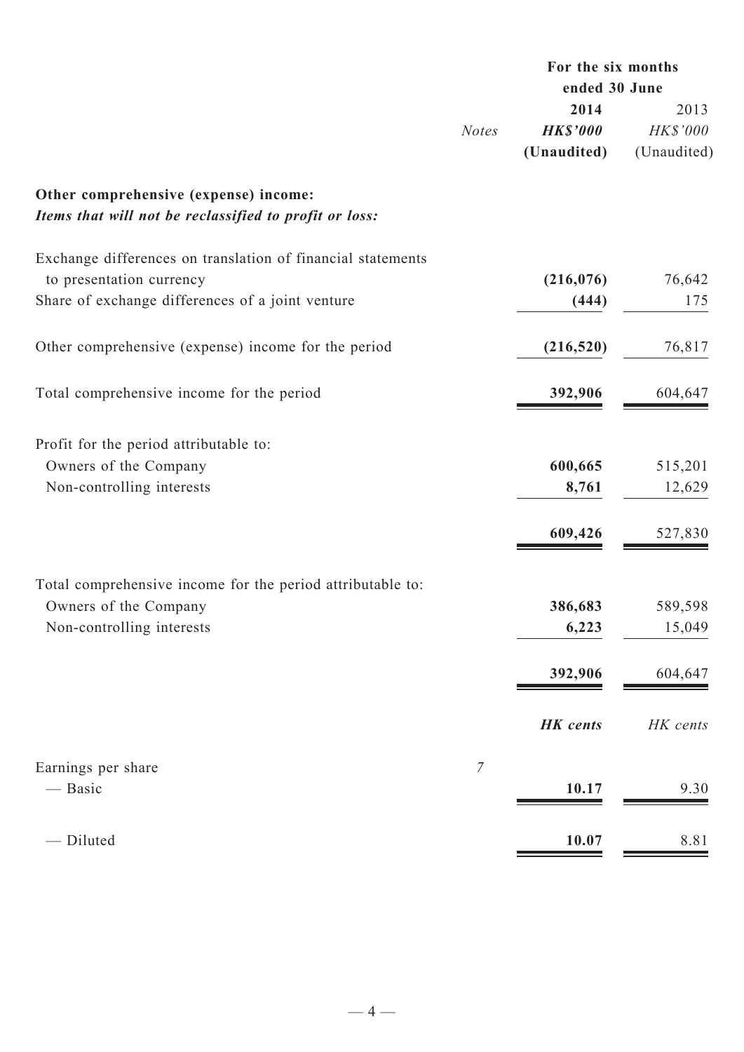| | Notes | For the six months ended 30 June 2014 HK$'000 (Unaudited) | 2013 HK$'000 (Unaudited) |
|---|---|---|---|
| **Other comprehensive (expense) income:** | | | |
| ***Items that will not be reclassified to profit or loss:*** | | | |
| Exchange differences on translation of financial statements to presentation currency | | **(216,076)** | 76,642 |
| Share of exchange differences of a joint venture | | **(444)** | 175 |
| Other comprehensive (expense) income for the period | | **(216,520)** | 76,817 |
| Total comprehensive income for the period | | **392,906** | 604,647 |
| Profit for the period attributable to: | | | |
| Owners of the Company | | **600,665** | 515,201 |
| Non-controlling interests | | **8,761** | 12,629 |
| | | **609,426** | 527,830 |
| Total comprehensive income for the period attributable to: | | | |
| Owners of the Company | | **386,683** | 589,598 |
| Non-controlling interests | | **6,223** | 15,049 |
| | | **392,906** | 604,647 |
| | | ***HK cents*** | *HK cents* |
| Earnings per share | *7* | | |
| — Basic | | **10.17** | 9.30 |
| — Diluted | | **10.07** | 8.81 |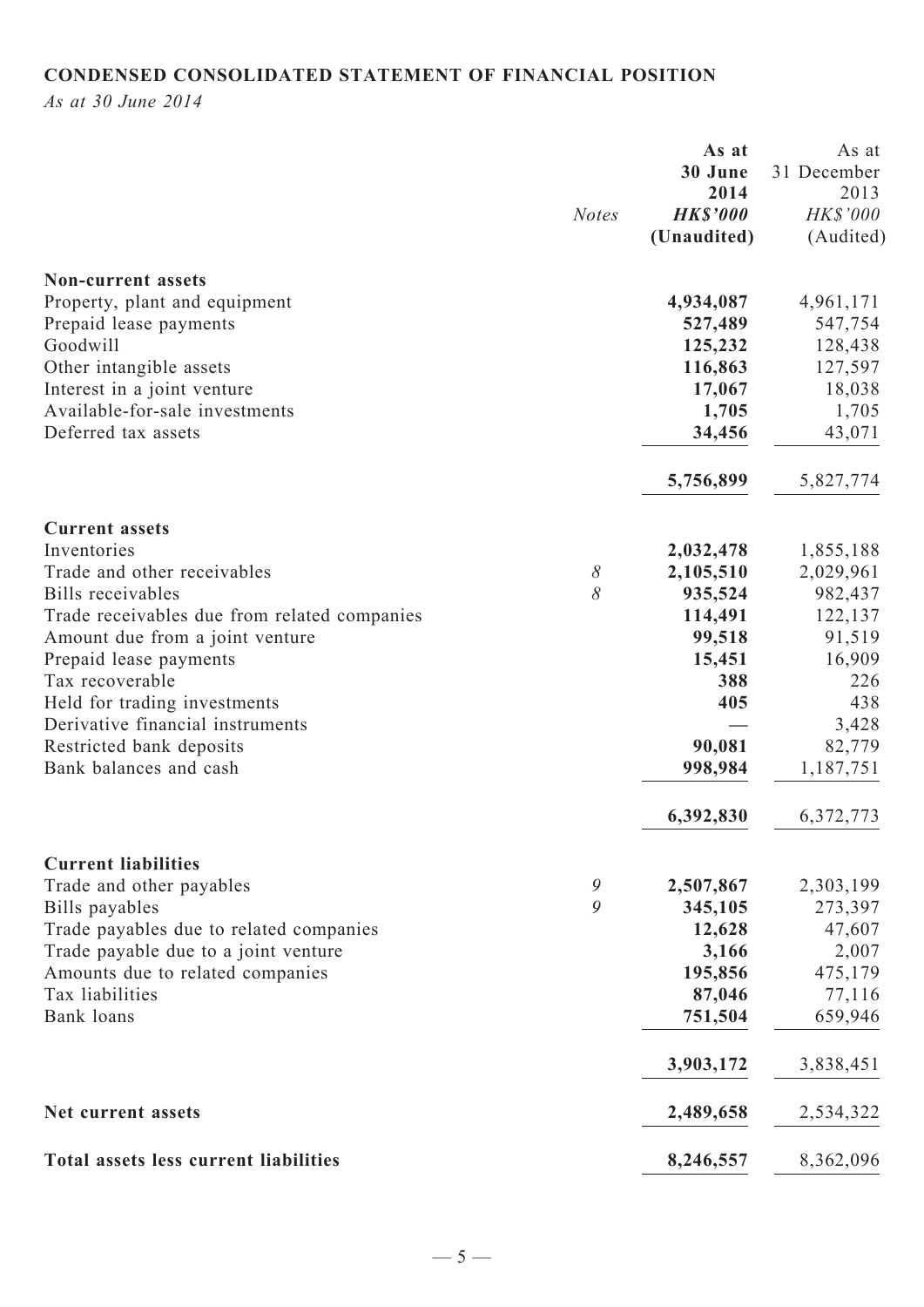**CONDENSED CONSOLIDATED STATEMENT OF FINANCIAL POSITION**

*As at 30 June 2014*

| | *Notes* | **As at 30 June 2014** ***HK$'000*** **(Unaudited)** | As at 31 December 2013 *HK$'000* (Audited) |
|---|---|---|---|
| **Non-current assets** | | | |
| Property, plant and equipment | | **4,934,087** | 4,961,171 |
| Prepaid lease payments | | **527,489** | 547,754 |
| Goodwill | | **125,232** | 128,438 |
| Other intangible assets | | **116,863** | 127,597 |
| Interest in a joint venture | | **17,067** | 18,038 |
| Available-for-sale investments | | **1,705** | 1,705 |
| Deferred tax assets | | **34,456** | 43,071 |
| | | **5,756,899** | 5,827,774 |
| **Current assets** | | | |
| Inventories | | **2,032,478** | 1,855,188 |
| Trade and other receivables | *8* | **2,105,510** | 2,029,961 |
| Bills receivables | *8* | **935,524** | 982,437 |
| Trade receivables due from related companies | | **114,491** | 122,137 |
| Amount due from a joint venture | | **99,518** | 91,519 |
| Prepaid lease payments | | **15,451** | 16,909 |
| Tax recoverable | | **388** | 226 |
| Held for trading investments | | **405** | 438 |
| Derivative financial instruments | | **—** | 3,428 |
| Restricted bank deposits | | **90,081** | 82,779 |
| Bank balances and cash | | **998,984** | 1,187,751 |
| | | **6,392,830** | 6,372,773 |
| **Current liabilities** | | | |
| Trade and other payables | *9* | **2,507,867** | 2,303,199 |
| Bills payables | *9* | **345,105** | 273,397 |
| Trade payables due to related companies | | **12,628** | 47,607 |
| Trade payable due to a joint venture | | **3,166** | 2,007 |
| Amounts due to related companies | | **195,856** | 475,179 |
| Tax liabilities | | **87,046** | 77,116 |
| Bank loans | | **751,504** | 659,946 |
| | | **3,903,172** | 3,838,451 |
| **Net current assets** | | **2,489,658** | 2,534,322 |
| **Total assets less current liabilities** | | **8,246,557** | 8,362,096 |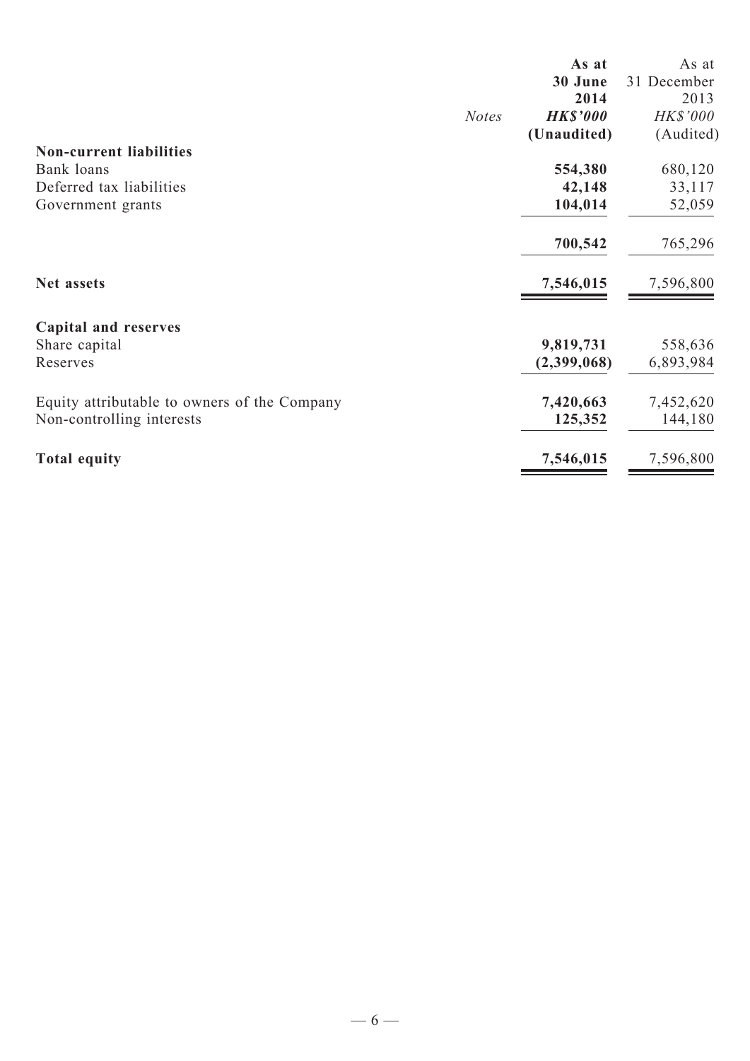| | Notes | As at 30 June 2014 HK$'000 (Unaudited) | As at 31 December 2013 HK$'000 (Audited) |
|---|---|---|---|
| **Non-current liabilities** | | | |
| Bank loans | | **554,380** | 680,120 |
| Deferred tax liabilities | | **42,148** | 33,117 |
| Government grants | | **104,014** | 52,059 |
| | | **700,542** | 765,296 |
| **Net assets** | | **7,546,015** | 7,596,800 |
| **Capital and reserves** | | | |
| Share capital | | **9,819,731** | 558,636 |
| Reserves | | **(2,399,068)** | 6,893,984 |
| Equity attributable to owners of the Company | | **7,420,663** | 7,452,620 |
| Non-controlling interests | | **125,352** | 144,180 |
| **Total equity** | | **7,546,015** | 7,596,800 |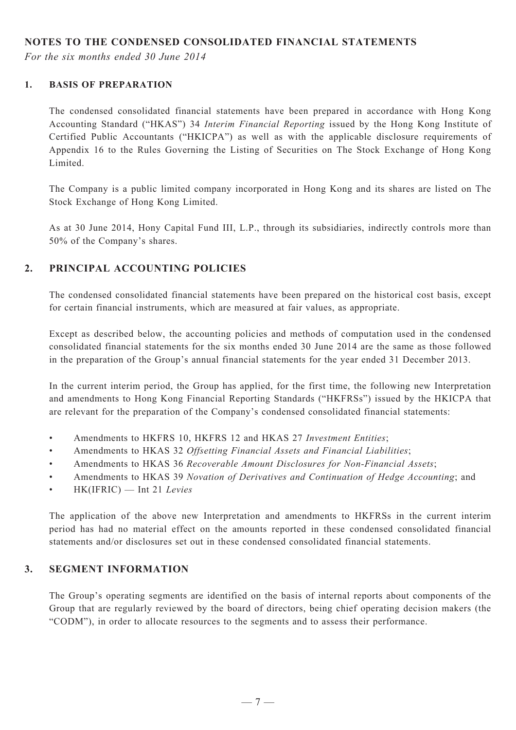# NOTES TO THE CONDENSED CONSOLIDATED FINANCIAL STATEMENTS

*For the six months ended 30 June 2014*

## 1. BASIS OF PREPARATION

The condensed consolidated financial statements have been prepared in accordance with Hong Kong Accounting Standard ("HKAS") 34 *Interim Financial Reporting* issued by the Hong Kong Institute of Certified Public Accountants ("HKICPA") as well as with the applicable disclosure requirements of Appendix 16 to the Rules Governing the Listing of Securities on The Stock Exchange of Hong Kong Limited.

The Company is a public limited company incorporated in Hong Kong and its shares are listed on The Stock Exchange of Hong Kong Limited.

As at 30 June 2014, Hony Capital Fund III, L.P., through its subsidiaries, indirectly controls more than 50% of the Company's shares.

## 2. PRINCIPAL ACCOUNTING POLICIES

The condensed consolidated financial statements have been prepared on the historical cost basis, except for certain financial instruments, which are measured at fair values, as appropriate.

Except as described below, the accounting policies and methods of computation used in the condensed consolidated financial statements for the six months ended 30 June 2014 are the same as those followed in the preparation of the Group's annual financial statements for the year ended 31 December 2013.

In the current interim period, the Group has applied, for the first time, the following new Interpretation and amendments to Hong Kong Financial Reporting Standards ("HKFRSs") issued by the HKICPA that are relevant for the preparation of the Company's condensed consolidated financial statements:

- Amendments to HKFRS 10, HKFRS 12 and HKAS 27 *Investment Entities*;
- Amendments to HKAS 32 *Offsetting Financial Assets and Financial Liabilities*;
- Amendments to HKAS 36 *Recoverable Amount Disclosures for Non-Financial Assets*;
- Amendments to HKAS 39 *Novation of Derivatives and Continuation of Hedge Accounting*; and
- HK(IFRIC) — Int 21 *Levies*

The application of the above new Interpretation and amendments to HKFRSs in the current interim period has had no material effect on the amounts reported in these condensed consolidated financial statements and/or disclosures set out in these condensed consolidated financial statements.

## 3. SEGMENT INFORMATION

The Group's operating segments are identified on the basis of internal reports about components of the Group that are regularly reviewed by the board of directors, being chief operating decision makers (the "CODM"), in order to allocate resources to the segments and to assess their performance.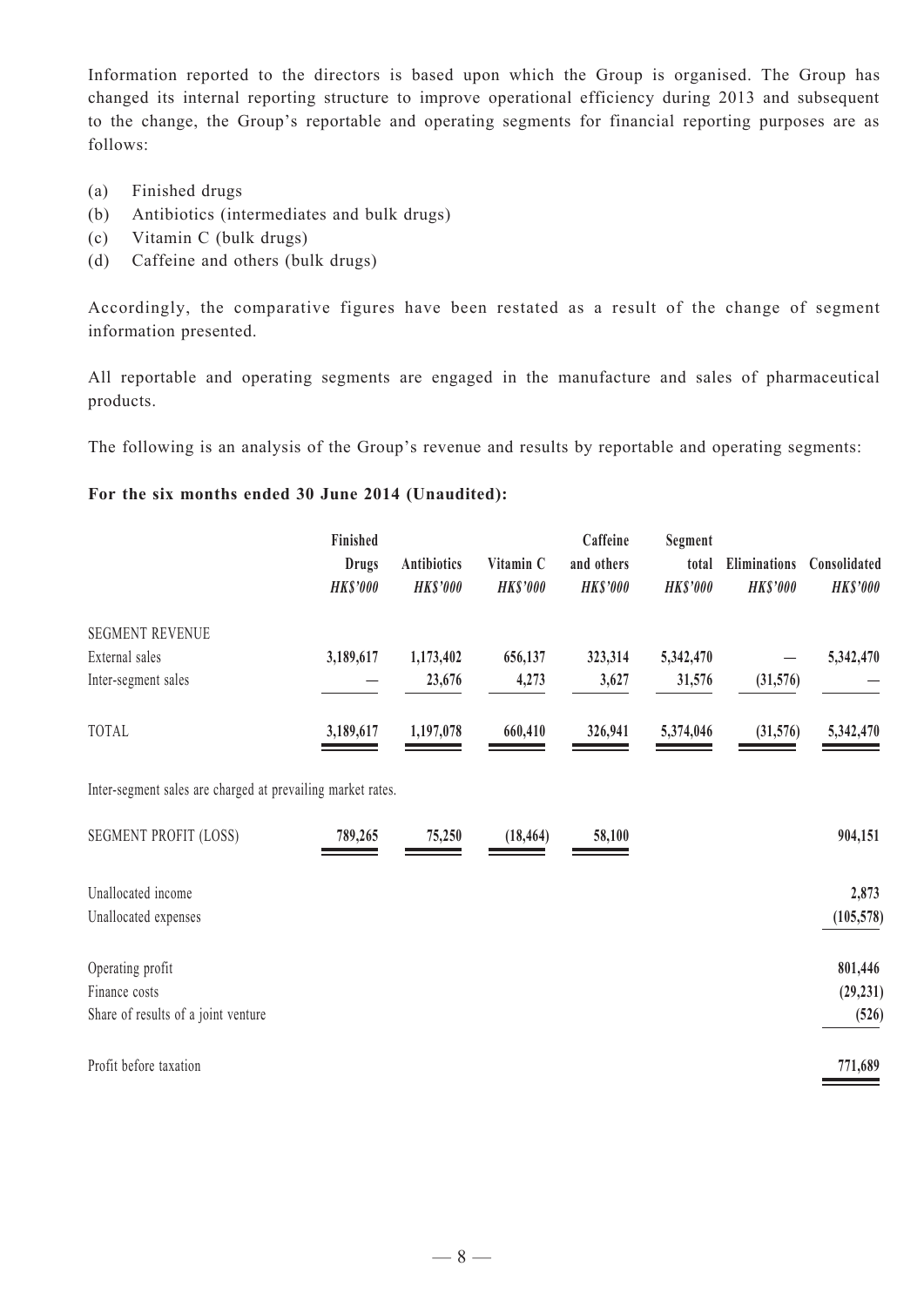Information reported to the directors is based upon which the Group is organised. The Group has changed its internal reporting structure to improve operational efficiency during 2013 and subsequent to the change, the Group's reportable and operating segments for financial reporting purposes are as follows:

(a) Finished drugs
(b) Antibiotics (intermediates and bulk drugs)
(c) Vitamin C (bulk drugs)
(d) Caffeine and others (bulk drugs)

Accordingly, the comparative figures have been restated as a result of the change of segment information presented.

All reportable and operating segments are engaged in the manufacture and sales of pharmaceutical products.

The following is an analysis of the Group's revenue and results by reportable and operating segments:

**For the six months ended 30 June 2014 (Unaudited):**

| | Finished Drugs *HK$'000* | Antibiotics *HK$'000* | Vitamin C *HK$'000* | Caffeine and others *HK$'000* | Segment total *HK$'000* | Eliminations *HK$'000* | Consolidated *HK$'000* |
|---|---|---|---|---|---|---|---|
| SEGMENT REVENUE | | | | | | | |
| External sales | 3,189,617 | 1,173,402 | 656,137 | 323,314 | 5,342,470 | — | 5,342,470 |
| Inter-segment sales | — | 23,676 | 4,273 | 3,627 | 31,576 | (31,576) | — |
| TOTAL | 3,189,617 | 1,197,078 | 660,410 | 326,941 | 5,374,046 | (31,576) | 5,342,470 |

Inter-segment sales are charged at prevailing market rates.

| | Finished Drugs *HK$'000* | Antibiotics *HK$'000* | Vitamin C *HK$'000* | Caffeine and others *HK$'000* | Consolidated *HK$'000* |
|---|---|---|---|---|---|
| SEGMENT PROFIT (LOSS) | 789,265 | 75,250 | (18,464) | 58,100 | 904,151 |
| Unallocated income | | | | | 2,873 |
| Unallocated expenses | | | | | (105,578) |
| Operating profit | | | | | 801,446 |
| Finance costs | | | | | (29,231) |
| Share of results of a joint venture | | | | | (526) |
| Profit before taxation | | | | | 771,689 |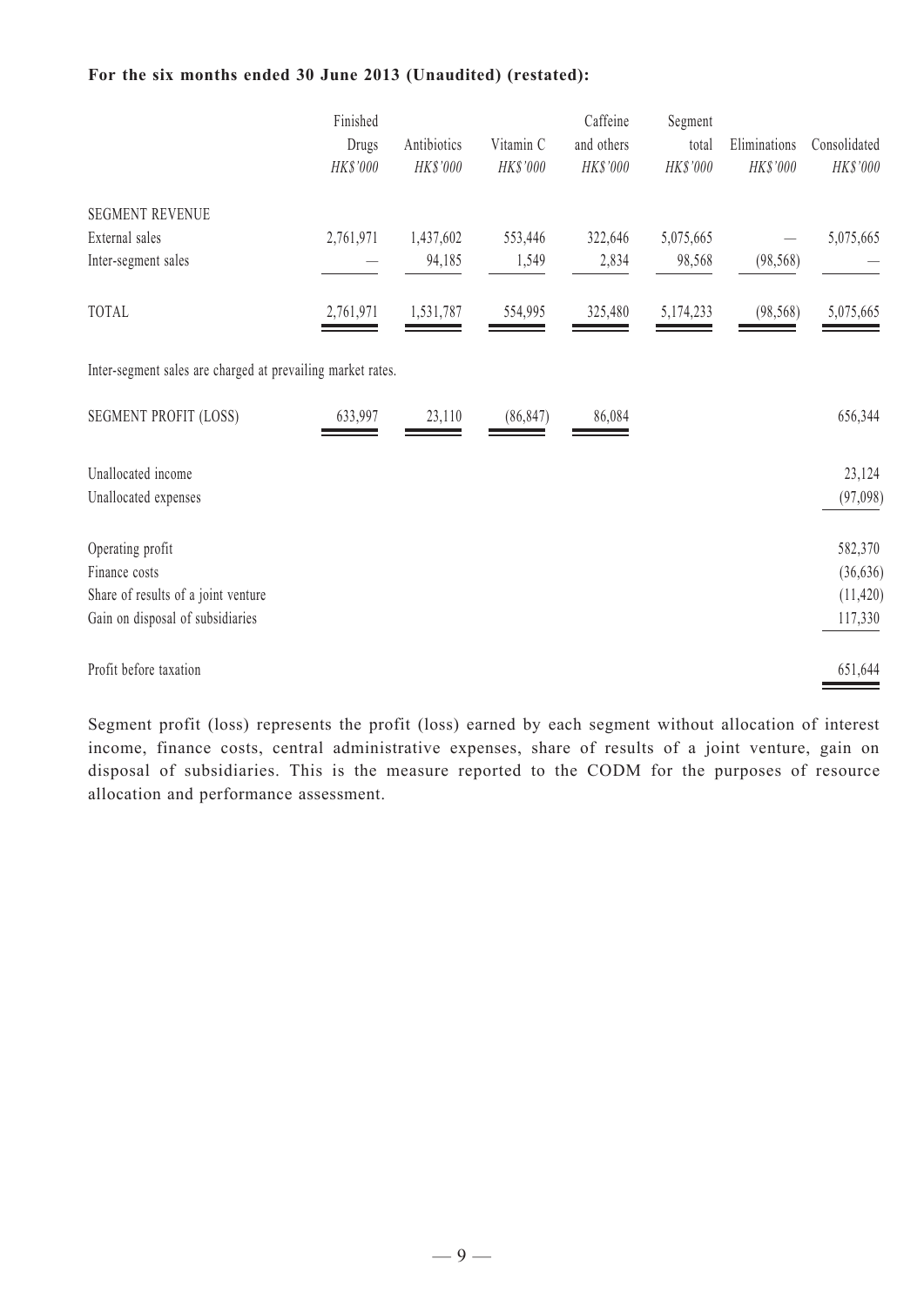**For the six months ended 30 June 2013 (Unaudited) (restated):**

| | Finished Drugs *HK$'000* | Antibiotics *HK$'000* | Vitamin C *HK$'000* | Caffeine and others *HK$'000* | Segment total *HK$'000* | Eliminations *HK$'000* | Consolidated *HK$'000* |
|---|---|---|---|---|---|---|---|
| SEGMENT REVENUE | | | | | | | |
| External sales | 2,761,971 | 1,437,602 | 553,446 | 322,646 | 5,075,665 | — | 5,075,665 |
| Inter-segment sales | — | 94,185 | 1,549 | 2,834 | 98,568 | (98,568) | — |
| TOTAL | 2,761,971 | 1,531,787 | 554,995 | 325,480 | 5,174,233 | (98,568) | 5,075,665 |

Inter-segment sales are charged at prevailing market rates.

| | Finished Drugs *HK$'000* | Antibiotics *HK$'000* | Vitamin C *HK$'000* | Caffeine and others *HK$'000* | Segment total *HK$'000* | Eliminations *HK$'000* | Consolidated *HK$'000* |
|---|---|---|---|---|---|---|---|
| SEGMENT PROFIT (LOSS) | 633,997 | 23,110 | (86,847) | 86,084 | | | 656,344 |
| Unallocated income | | | | | | | 23,124 |
| Unallocated expenses | | | | | | | (97,098) |
| Operating profit | | | | | | | 582,370 |
| Finance costs | | | | | | | (36,636) |
| Share of results of a joint venture | | | | | | | (11,420) |
| Gain on disposal of subsidiaries | | | | | | | 117,330 |
| Profit before taxation | | | | | | | 651,644 |

Segment profit (loss) represents the profit (loss) earned by each segment without allocation of interest income, finance costs, central administrative expenses, share of results of a joint venture, gain on disposal of subsidiaries. This is the measure reported to the CODM for the purposes of resource allocation and performance assessment.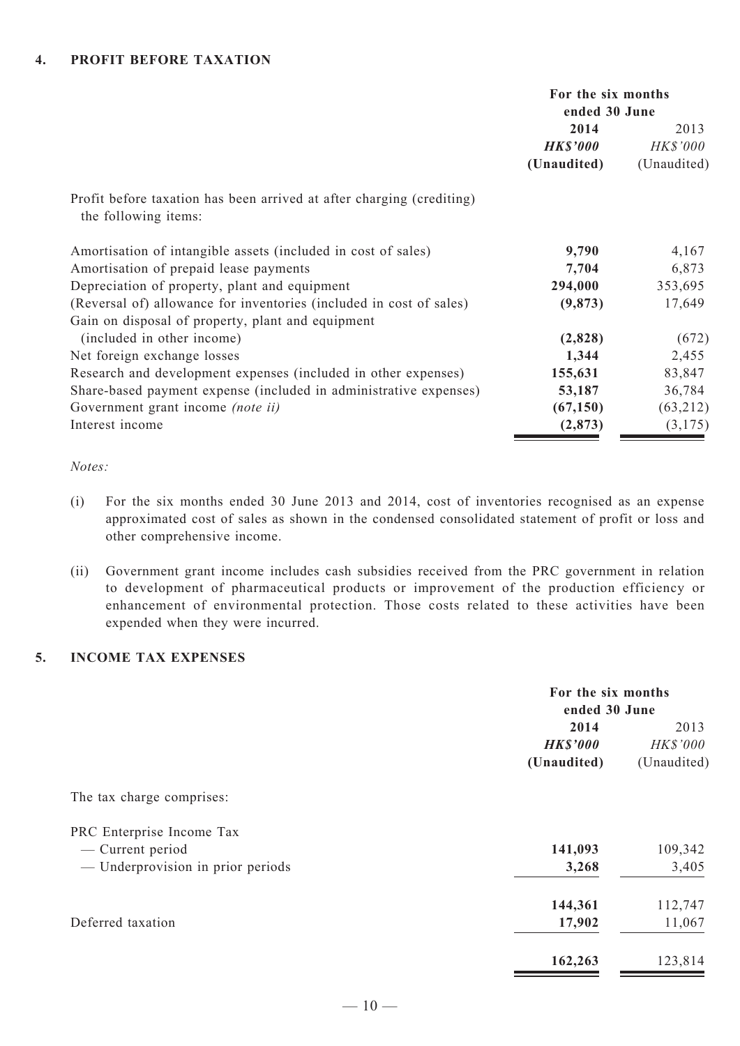## 4. PROFIT BEFORE TAXATION

| | For the six months ended 30 June | |
|---|---|---|
| | **2014** | 2013 |
| | ***HK$'000*** | *HK$'000* |
| | **(Unaudited)** | (Unaudited) |
| Profit before taxation has been arrived at after charging (crediting) the following items: | | |
| Amortisation of intangible assets (included in cost of sales) | **9,790** | 4,167 |
| Amortisation of prepaid lease payments | **7,704** | 6,873 |
| Depreciation of property, plant and equipment | **294,000** | 353,695 |
| (Reversal of) allowance for inventories (included in cost of sales) | **(9,873)** | 17,649 |
| Gain on disposal of property, plant and equipment (included in other income) | **(2,828)** | (672) |
| Net foreign exchange losses | **1,344** | 2,455 |
| Research and development expenses (included in other expenses) | **155,631** | 83,847 |
| Share-based payment expense (included in administrative expenses) | **53,187** | 36,784 |
| Government grant income *(note ii)* | **(67,150)** | (63,212) |
| Interest income | **(2,873)** | (3,175) |

*Notes:*

(i) For the six months ended 30 June 2013 and 2014, cost of inventories recognised as an expense approximated cost of sales as shown in the condensed consolidated statement of profit or loss and other comprehensive income.

(ii) Government grant income includes cash subsidies received from the PRC government in relation to development of pharmaceutical products or improvement of the production efficiency or enhancement of environmental protection. Those costs related to these activities have been expended when they were incurred.

## 5. INCOME TAX EXPENSES

| | For the six months ended 30 June | |
|---|---|---|
| | **2014** | 2013 |
| | ***HK$'000*** | *HK$'000* |
| | **(Unaudited)** | (Unaudited) |
| The tax charge comprises: | | |
| PRC Enterprise Income Tax | | |
| — Current period | **141,093** | 109,342 |
| — Underprovision in prior periods | **3,268** | 3,405 |
| | **144,361** | 112,747 |
| Deferred taxation | **17,902** | 11,067 |
| | **162,263** | 123,814 |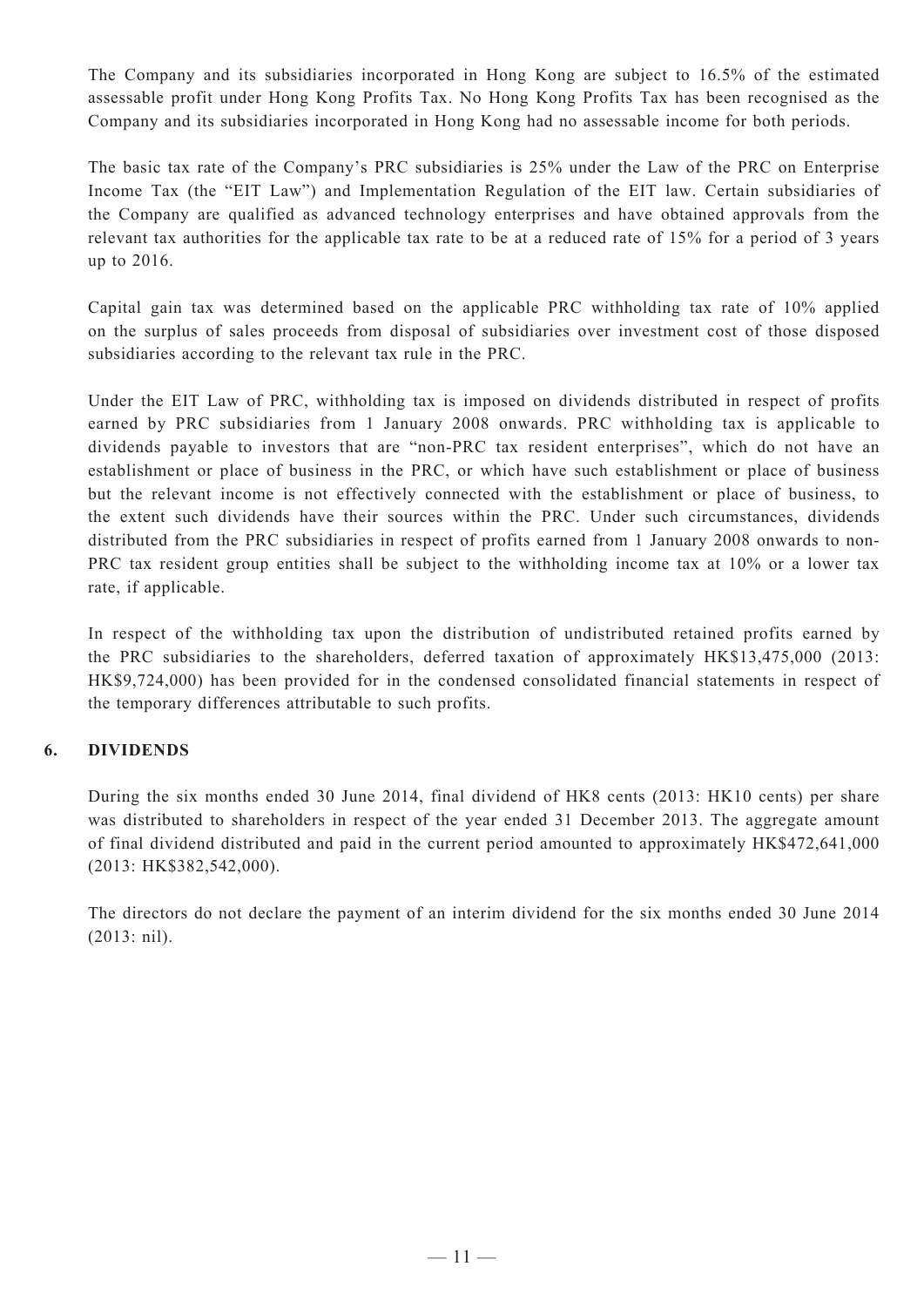The Company and its subsidiaries incorporated in Hong Kong are subject to 16.5% of the estimated assessable profit under Hong Kong Profits Tax. No Hong Kong Profits Tax has been recognised as the Company and its subsidiaries incorporated in Hong Kong had no assessable income for both periods.

The basic tax rate of the Company's PRC subsidiaries is 25% under the Law of the PRC on Enterprise Income Tax (the "EIT Law") and Implementation Regulation of the EIT law. Certain subsidiaries of the Company are qualified as advanced technology enterprises and have obtained approvals from the relevant tax authorities for the applicable tax rate to be at a reduced rate of 15% for a period of 3 years up to 2016.

Capital gain tax was determined based on the applicable PRC withholding tax rate of 10% applied on the surplus of sales proceeds from disposal of subsidiaries over investment cost of those disposed subsidiaries according to the relevant tax rule in the PRC.

Under the EIT Law of PRC, withholding tax is imposed on dividends distributed in respect of profits earned by PRC subsidiaries from 1 January 2008 onwards. PRC withholding tax is applicable to dividends payable to investors that are "non-PRC tax resident enterprises", which do not have an establishment or place of business in the PRC, or which have such establishment or place of business but the relevant income is not effectively connected with the establishment or place of business, to the extent such dividends have their sources within the PRC. Under such circumstances, dividends distributed from the PRC subsidiaries in respect of profits earned from 1 January 2008 onwards to non-PRC tax resident group entities shall be subject to the withholding income tax at 10% or a lower tax rate, if applicable.

In respect of the withholding tax upon the distribution of undistributed retained profits earned by the PRC subsidiaries to the shareholders, deferred taxation of approximately HK$13,475,000 (2013: HK$9,724,000) has been provided for in the condensed consolidated financial statements in respect of the temporary differences attributable to such profits.

## 6. DIVIDENDS

During the six months ended 30 June 2014, final dividend of HK8 cents (2013: HK10 cents) per share was distributed to shareholders in respect of the year ended 31 December 2013. The aggregate amount of final dividend distributed and paid in the current period amounted to approximately HK$472,641,000 (2013: HK$382,542,000).

The directors do not declare the payment of an interim dividend for the six months ended 30 June 2014 (2013: nil).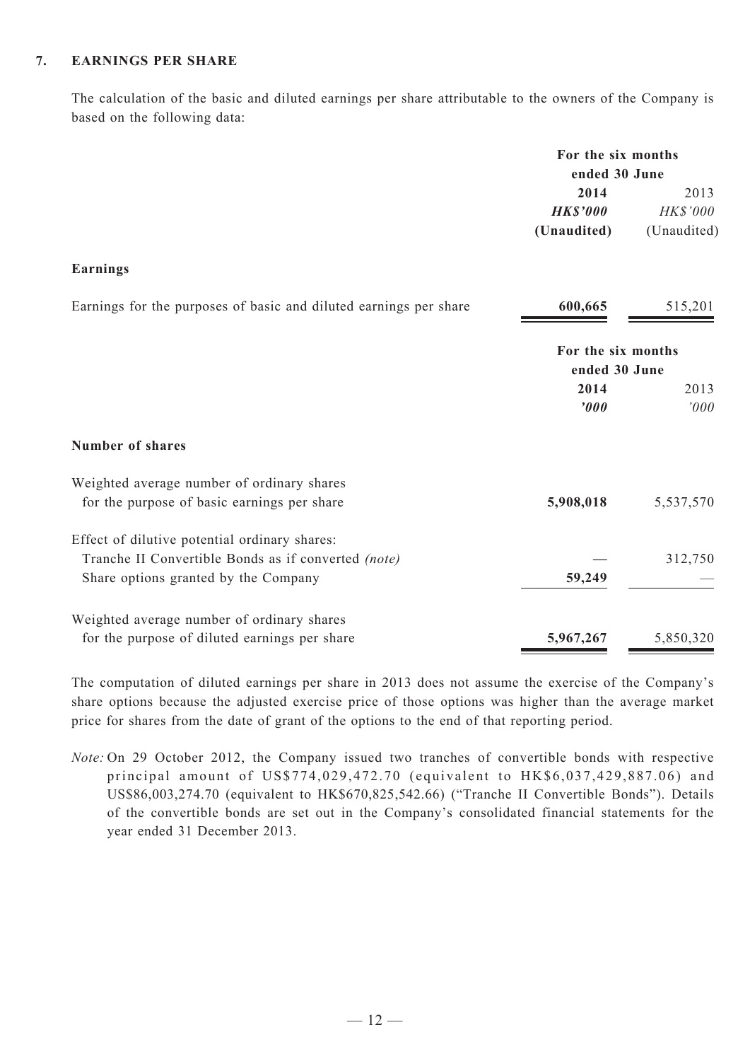### 7. EARNINGS PER SHARE

The calculation of the basic and diluted earnings per share attributable to the owners of the Company is based on the following data:

| | For the six months ended 30 June | |
|---|---|---|
| | **2014** | 2013 |
| | ***HK$'000*** | *HK$'000* |
| | **(Unaudited)** | (Unaudited) |
| **Earnings** | | |
| Earnings for the purposes of basic and diluted earnings per share | **600,665** | 515,201 |

| | For the six months ended 30 June | |
|---|---|---|
| | **2014** | 2013 |
| | ***'000*** | *'000* |
| **Number of shares** | | |
| Weighted average number of ordinary shares for the purpose of basic earnings per share | **5,908,018** | 5,537,570 |
| Effect of dilutive potential ordinary shares: | | |
| Tranche II Convertible Bonds as if converted *(note)* | **—** | 312,750 |
| Share options granted by the Company | **59,249** | — |
| Weighted average number of ordinary shares for the purpose of diluted earnings per share | **5,967,267** | 5,850,320 |

The computation of diluted earnings per share in 2013 does not assume the exercise of the Company's share options because the adjusted exercise price of those options was higher than the average market price for shares from the date of grant of the options to the end of that reporting period.

*Note:* On 29 October 2012, the Company issued two tranches of convertible bonds with respective principal amount of US$774,029,472.70 (equivalent to HK$6,037,429,887.06) and US$86,003,274.70 (equivalent to HK$670,825,542.66) ("Tranche II Convertible Bonds"). Details of the convertible bonds are set out in the Company's consolidated financial statements for the year ended 31 December 2013.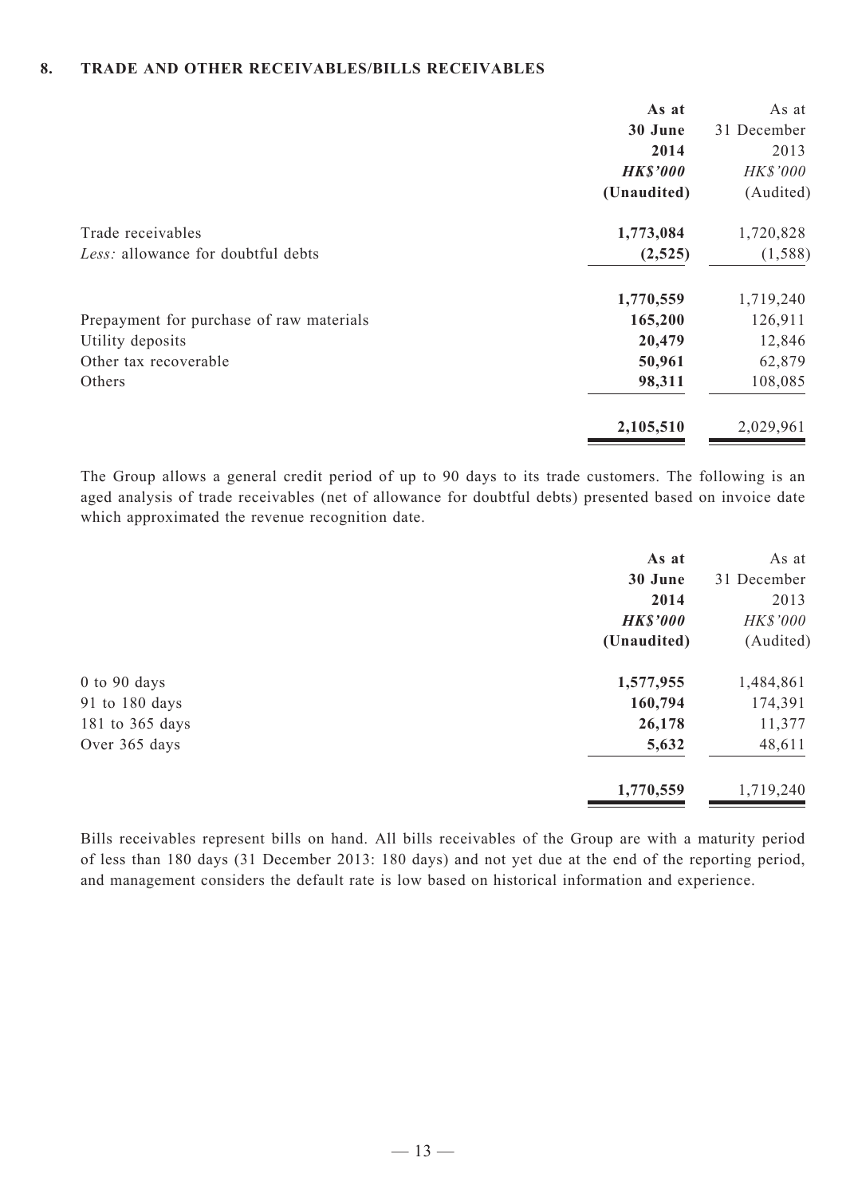## 8. TRADE AND OTHER RECEIVABLES/BILLS RECEIVABLES

| | **As at 30 June 2014** | As at 31 December 2013 |
|---|---|---|
| | ***HK$'000*** | *HK$'000* |
| | **(Unaudited)** | (Audited) |
| Trade receivables | **1,773,084** | 1,720,828 |
| *Less:* allowance for doubtful debts | **(2,525)** | (1,588) |
| | **1,770,559** | 1,719,240 |
| Prepayment for purchase of raw materials | **165,200** | 126,911 |
| Utility deposits | **20,479** | 12,846 |
| Other tax recoverable | **50,961** | 62,879 |
| Others | **98,311** | 108,085 |
| | **2,105,510** | 2,029,961 |

The Group allows a general credit period of up to 90 days to its trade customers. The following is an aged analysis of trade receivables (net of allowance for doubtful debts) presented based on invoice date which approximated the revenue recognition date.

| | **As at 30 June 2014** | As at 31 December 2013 |
|---|---|---|
| | ***HK$'000*** | *HK$'000* |
| | **(Unaudited)** | (Audited) |
| 0 to 90 days | **1,577,955** | 1,484,861 |
| 91 to 180 days | **160,794** | 174,391 |
| 181 to 365 days | **26,178** | 11,377 |
| Over 365 days | **5,632** | 48,611 |
| | **1,770,559** | 1,719,240 |

Bills receivables represent bills on hand. All bills receivables of the Group are with a maturity period of less than 180 days (31 December 2013: 180 days) and not yet due at the end of the reporting period, and management considers the default rate is low based on historical information and experience.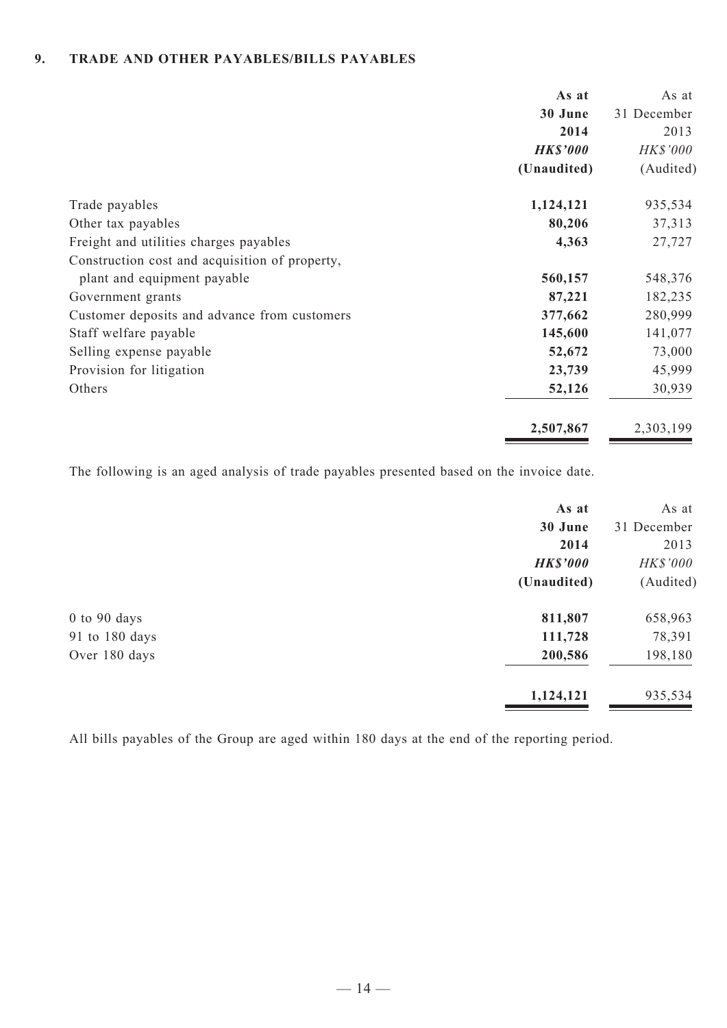## 9. TRADE AND OTHER PAYABLES/BILLS PAYABLES

| | **As at 30 June 2014** | As at 31 December 2013 |
|---|---|---|
| | ***HK$'000*** | *HK$'000* |
| | **(Unaudited)** | (Audited) |
| Trade payables | **1,124,121** | 935,534 |
| Other tax payables | **80,206** | 37,313 |
| Freight and utilities charges payables | **4,363** | 27,727 |
| Construction cost and acquisition of property, plant and equipment payable | **560,157** | 548,376 |
| Government grants | **87,221** | 182,235 |
| Customer deposits and advance from customers | **377,662** | 280,999 |
| Staff welfare payable | **145,600** | 141,077 |
| Selling expense payable | **52,672** | 73,000 |
| Provision for litigation | **23,739** | 45,999 |
| Others | **52,126** | 30,939 |
| | **2,507,867** | 2,303,199 |

The following is an aged analysis of trade payables presented based on the invoice date.

| | **As at 30 June 2014** | As at 31 December 2013 |
|---|---|---|
| | ***HK$'000*** | *HK$'000* |
| | **(Unaudited)** | (Audited) |
| 0 to 90 days | **811,807** | 658,963 |
| 91 to 180 days | **111,728** | 78,391 |
| Over 180 days | **200,586** | 198,180 |
| | **1,124,121** | 935,534 |

All bills payables of the Group are aged within 180 days at the end of the reporting period.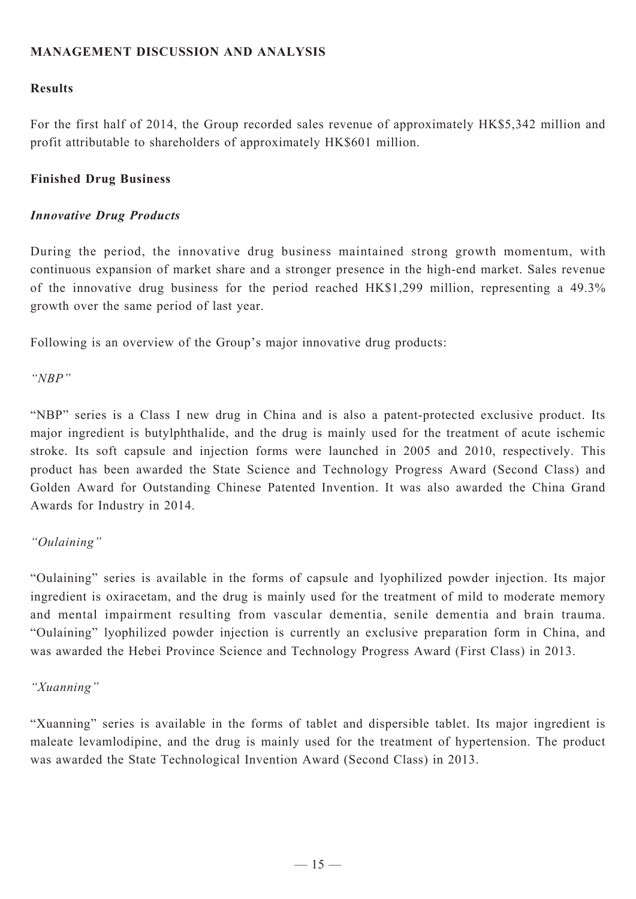## MANAGEMENT DISCUSSION AND ANALYSIS

### Results

For the first half of 2014, the Group recorded sales revenue of approximately HK$5,342 million and profit attributable to shareholders of approximately HK$601 million.

### Finished Drug Business

#### *Innovative Drug Products*

During the period, the innovative drug business maintained strong growth momentum, with continuous expansion of market share and a stronger presence in the high-end market. Sales revenue of the innovative drug business for the period reached HK$1,299 million, representing a 49.3% growth over the same period of last year.

Following is an overview of the Group's major innovative drug products:

*"NBP"*

"NBP" series is a Class I new drug in China and is also a patent-protected exclusive product. Its major ingredient is butylphthalide, and the drug is mainly used for the treatment of acute ischemic stroke. Its soft capsule and injection forms were launched in 2005 and 2010, respectively. This product has been awarded the State Science and Technology Progress Award (Second Class) and Golden Award for Outstanding Chinese Patented Invention. It was also awarded the China Grand Awards for Industry in 2014.

*"Oulaining"*

"Oulaining" series is available in the forms of capsule and lyophilized powder injection. Its major ingredient is oxiracetam, and the drug is mainly used for the treatment of mild to moderate memory and mental impairment resulting from vascular dementia, senile dementia and brain trauma. "Oulaining" lyophilized powder injection is currently an exclusive preparation form in China, and was awarded the Hebei Province Science and Technology Progress Award (First Class) in 2013.

*"Xuanning"*

"Xuanning" series is available in the forms of tablet and dispersible tablet. Its major ingredient is maleate levamlodipine, and the drug is mainly used for the treatment of hypertension. The product was awarded the State Technological Invention Award (Second Class) in 2013.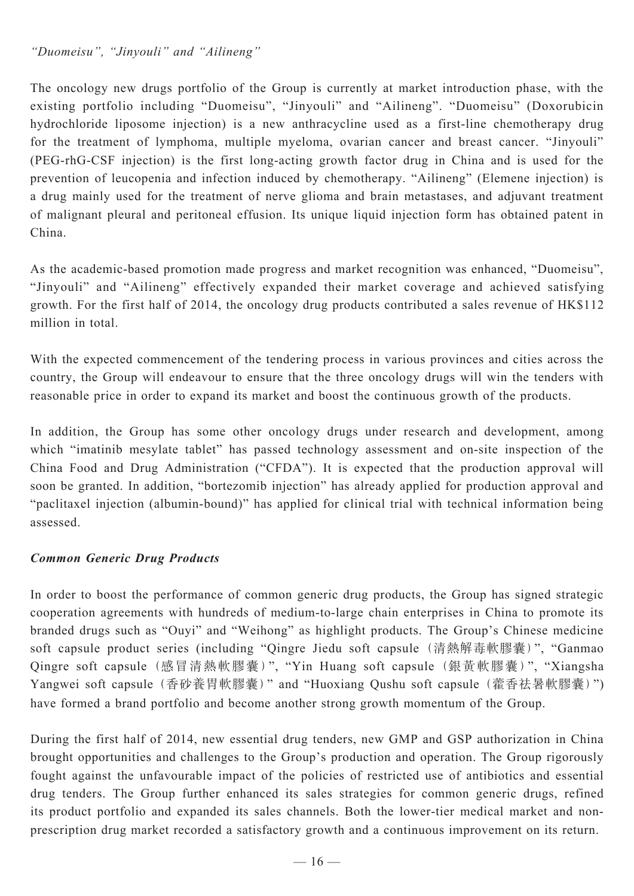*"Duomeisu", "Jinyouli" and "Ailineng"*

The oncology new drugs portfolio of the Group is currently at market introduction phase, with the existing portfolio including "Duomeisu", "Jinyouli" and "Ailineng". "Duomeisu" (Doxorubicin hydrochloride liposome injection) is a new anthracycline used as a first-line chemotherapy drug for the treatment of lymphoma, multiple myeloma, ovarian cancer and breast cancer. "Jinyouli" (PEG-rhG-CSF injection) is the first long-acting growth factor drug in China and is used for the prevention of leucopenia and infection induced by chemotherapy. "Ailineng" (Elemene injection) is a drug mainly used for the treatment of nerve glioma and brain metastases, and adjuvant treatment of malignant pleural and peritoneal effusion. Its unique liquid injection form has obtained patent in China.

As the academic-based promotion made progress and market recognition was enhanced, "Duomeisu", "Jinyouli" and "Ailineng" effectively expanded their market coverage and achieved satisfying growth. For the first half of 2014, the oncology drug products contributed a sales revenue of HK$112 million in total.

With the expected commencement of the tendering process in various provinces and cities across the country, the Group will endeavour to ensure that the three oncology drugs will win the tenders with reasonable price in order to expand its market and boost the continuous growth of the products.

In addition, the Group has some other oncology drugs under research and development, among which "imatinib mesylate tablet" has passed technology assessment and on-site inspection of the China Food and Drug Administration ("CFDA"). It is expected that the production approval will soon be granted. In addition, "bortezomib injection" has already applied for production approval and "paclitaxel injection (albumin-bound)" has applied for clinical trial with technical information being assessed.

***Common Generic Drug Products***

In order to boost the performance of common generic drug products, the Group has signed strategic cooperation agreements with hundreds of medium-to-large chain enterprises in China to promote its branded drugs such as "Ouyi" and "Weihong" as highlight products. The Group's Chinese medicine soft capsule product series (including "Qingre Jiedu soft capsule（清熱解毒軟膠囊）", "Ganmao Qingre soft capsule（感冒清熱軟膠囊）", "Yin Huang soft capsule（銀黃軟膠囊）", "Xiangsha Yangwei soft capsule（香砂養胃軟膠囊）" and "Huoxiang Qushu soft capsule（藿香祛暑軟膠囊）") have formed a brand portfolio and become another strong growth momentum of the Group.

During the first half of 2014, new essential drug tenders, new GMP and GSP authorization in China brought opportunities and challenges to the Group's production and operation. The Group rigorously fought against the unfavourable impact of the policies of restricted use of antibiotics and essential drug tenders. The Group further enhanced its sales strategies for common generic drugs, refined its product portfolio and expanded its sales channels. Both the lower-tier medical market and non-prescription drug market recorded a satisfactory growth and a continuous improvement on its return.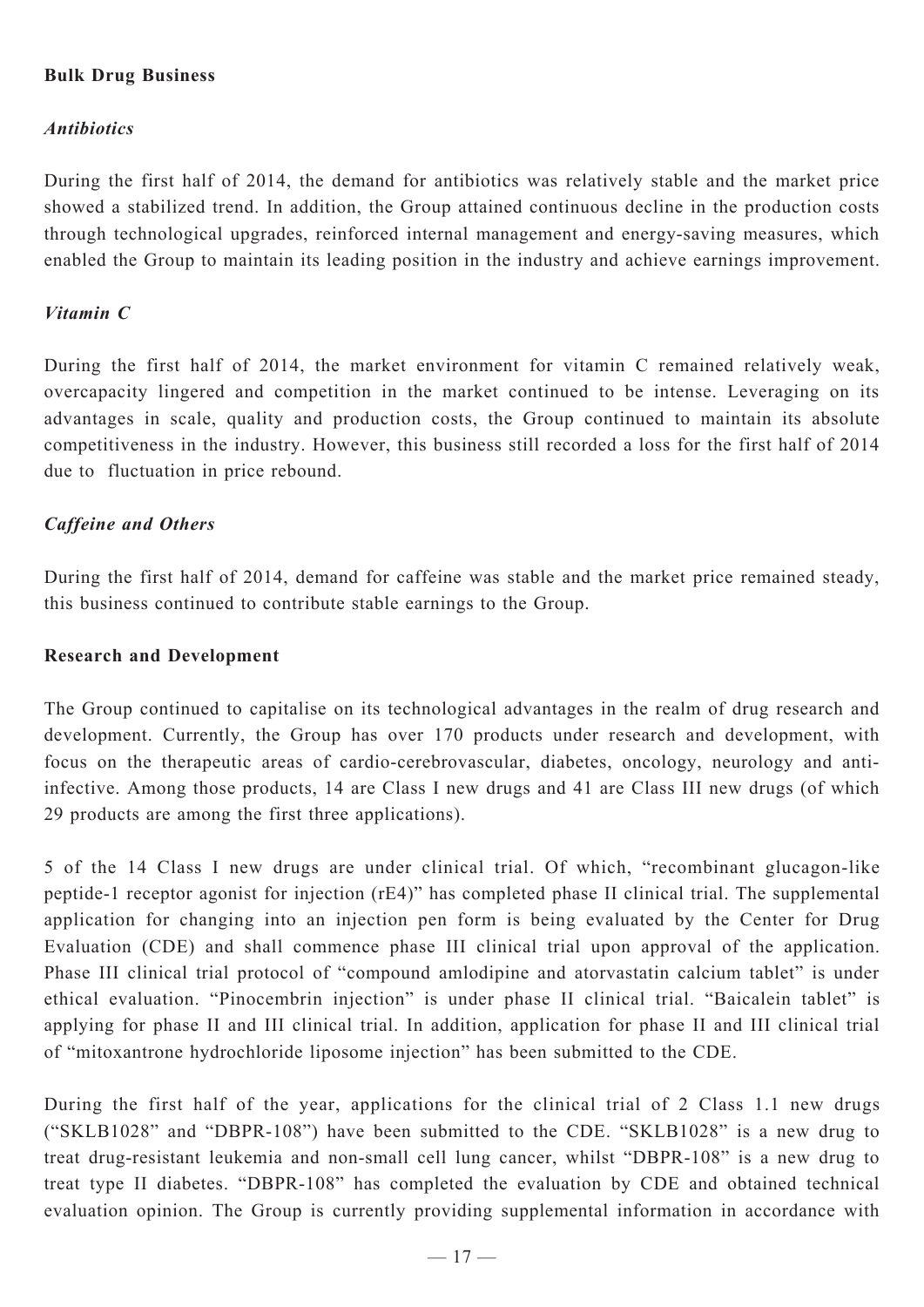**Bulk Drug Business**

*Antibiotics*

During the first half of 2014, the demand for antibiotics was relatively stable and the market price showed a stabilized trend. In addition, the Group attained continuous decline in the production costs through technological upgrades, reinforced internal management and energy-saving measures, which enabled the Group to maintain its leading position in the industry and achieve earnings improvement.

*Vitamin C*

During the first half of 2014, the market environment for vitamin C remained relatively weak, overcapacity lingered and competition in the market continued to be intense. Leveraging on its advantages in scale, quality and production costs, the Group continued to maintain its absolute competitiveness in the industry. However, this business still recorded a loss for the first half of 2014 due to fluctuation in price rebound.

*Caffeine and Others*

During the first half of 2014, demand for caffeine was stable and the market price remained steady, this business continued to contribute stable earnings to the Group.

**Research and Development**

The Group continued to capitalise on its technological advantages in the realm of drug research and development. Currently, the Group has over 170 products under research and development, with focus on the therapeutic areas of cardio-cerebrovascular, diabetes, oncology, neurology and anti-infective. Among those products, 14 are Class I new drugs and 41 are Class III new drugs (of which 29 products are among the first three applications).

5 of the 14 Class I new drugs are under clinical trial. Of which, "recombinant glucagon-like peptide-1 receptor agonist for injection (rE4)" has completed phase II clinical trial. The supplemental application for changing into an injection pen form is being evaluated by the Center for Drug Evaluation (CDE) and shall commence phase III clinical trial upon approval of the application. Phase III clinical trial protocol of "compound amlodipine and atorvastatin calcium tablet" is under ethical evaluation. "Pinocembrin injection" is under phase II clinical trial. "Baicalein tablet" is applying for phase II and III clinical trial. In addition, application for phase II and III clinical trial of "mitoxantrone hydrochloride liposome injection" has been submitted to the CDE.

During the first half of the year, applications for the clinical trial of 2 Class 1.1 new drugs ("SKLB1028" and "DBPR-108") have been submitted to the CDE. "SKLB1028" is a new drug to treat drug-resistant leukemia and non-small cell lung cancer, whilst "DBPR-108" is a new drug to treat type II diabetes. "DBPR-108" has completed the evaluation by CDE and obtained technical evaluation opinion. The Group is currently providing supplemental information in accordance with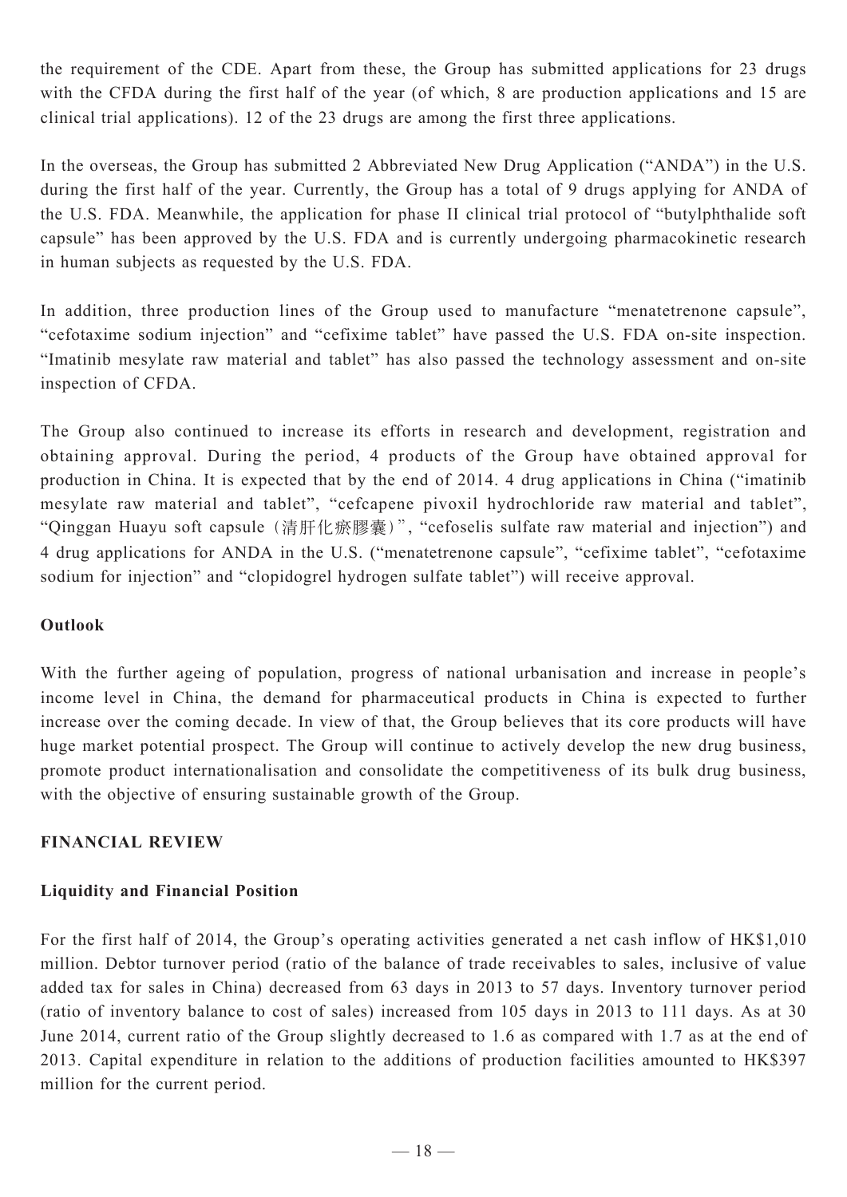the requirement of the CDE. Apart from these, the Group has submitted applications for 23 drugs with the CFDA during the first half of the year (of which, 8 are production applications and 15 are clinical trial applications). 12 of the 23 drugs are among the first three applications.

In the overseas, the Group has submitted 2 Abbreviated New Drug Application ("ANDA") in the U.S. during the first half of the year. Currently, the Group has a total of 9 drugs applying for ANDA of the U.S. FDA. Meanwhile, the application for phase II clinical trial protocol of "butylphthalide soft capsule" has been approved by the U.S. FDA and is currently undergoing pharmacokinetic research in human subjects as requested by the U.S. FDA.

In addition, three production lines of the Group used to manufacture "menatetrenone capsule", "cefotaxime sodium injection" and "cefixime tablet" have passed the U.S. FDA on-site inspection. "Imatinib mesylate raw material and tablet" has also passed the technology assessment and on-site inspection of CFDA.

The Group also continued to increase its efforts in research and development, registration and obtaining approval. During the period, 4 products of the Group have obtained approval for production in China. It is expected that by the end of 2014. 4 drug applications in China ("imatinib mesylate raw material and tablet", "cefcapene pivoxil hydrochloride raw material and tablet", "Qinggan Huayu soft capsule（清肝化瘀膠囊）", "cefoselis sulfate raw material and injection") and 4 drug applications for ANDA in the U.S. ("menatetrenone capsule", "cefixime tablet", "cefotaxime sodium for injection" and "clopidogrel hydrogen sulfate tablet") will receive approval.

**Outlook**

With the further ageing of population, progress of national urbanisation and increase in people's income level in China, the demand for pharmaceutical products in China is expected to further increase over the coming decade. In view of that, the Group believes that its core products will have huge market potential prospect. The Group will continue to actively develop the new drug business, promote product internationalisation and consolidate the competitiveness of its bulk drug business, with the objective of ensuring sustainable growth of the Group.

## FINANCIAL REVIEW

**Liquidity and Financial Position**

For the first half of 2014, the Group's operating activities generated a net cash inflow of HK$1,010 million. Debtor turnover period (ratio of the balance of trade receivables to sales, inclusive of value added tax for sales in China) decreased from 63 days in 2013 to 57 days. Inventory turnover period (ratio of inventory balance to cost of sales) increased from 105 days in 2013 to 111 days. As at 30 June 2014, current ratio of the Group slightly decreased to 1.6 as compared with 1.7 as at the end of 2013. Capital expenditure in relation to the additions of production facilities amounted to HK$397 million for the current period.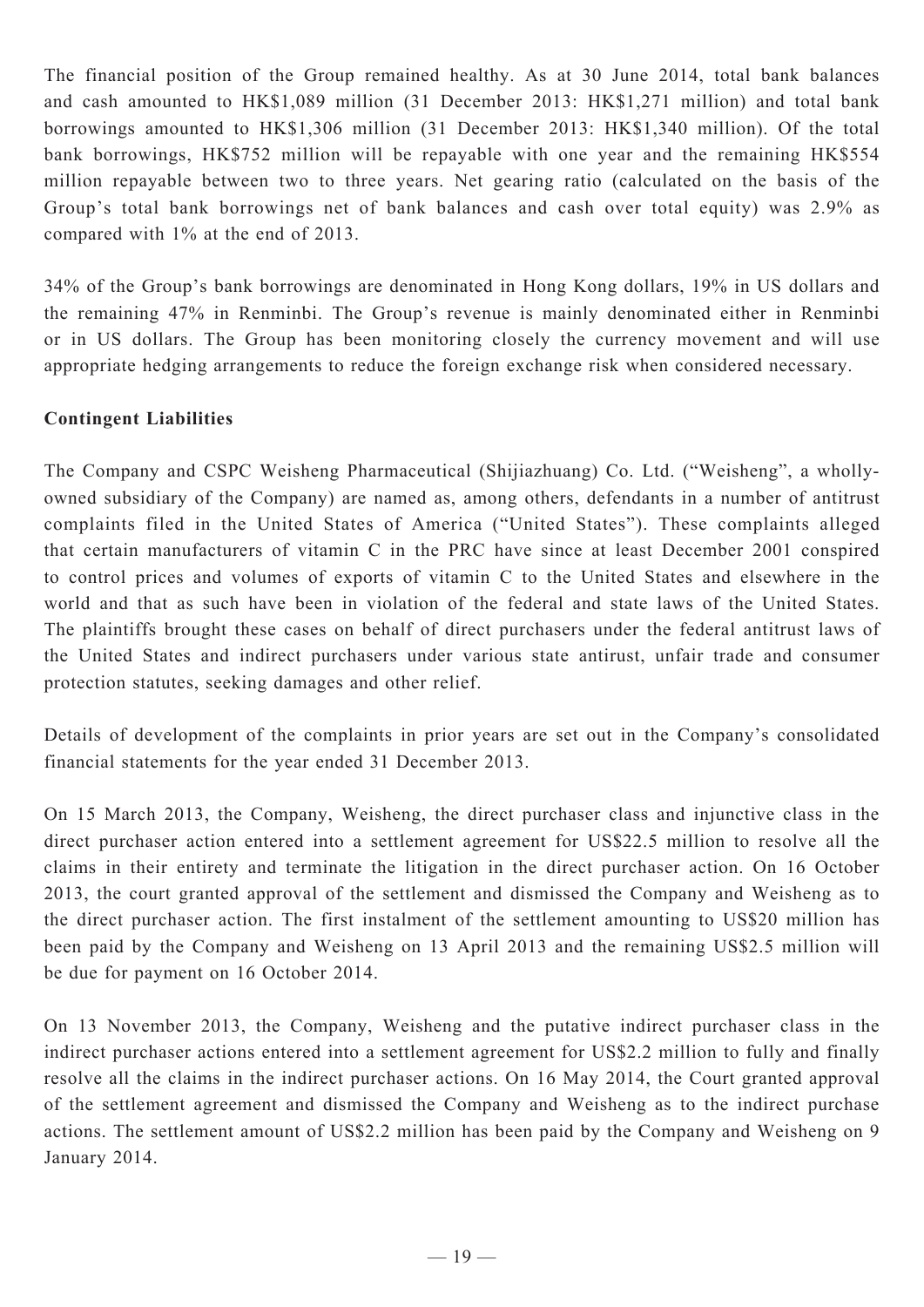The financial position of the Group remained healthy. As at 30 June 2014, total bank balances and cash amounted to HK$1,089 million (31 December 2013: HK$1,271 million) and total bank borrowings amounted to HK$1,306 million (31 December 2013: HK$1,340 million). Of the total bank borrowings, HK$752 million will be repayable with one year and the remaining HK$554 million repayable between two to three years. Net gearing ratio (calculated on the basis of the Group's total bank borrowings net of bank balances and cash over total equity) was 2.9% as compared with 1% at the end of 2013.

34% of the Group's bank borrowings are denominated in Hong Kong dollars, 19% in US dollars and the remaining 47% in Renminbi. The Group's revenue is mainly denominated either in Renminbi or in US dollars. The Group has been monitoring closely the currency movement and will use appropriate hedging arrangements to reduce the foreign exchange risk when considered necessary.

**Contingent Liabilities**

The Company and CSPC Weisheng Pharmaceutical (Shijiazhuang) Co. Ltd. ("Weisheng", a wholly-owned subsidiary of the Company) are named as, among others, defendants in a number of antitrust complaints filed in the United States of America ("United States"). These complaints alleged that certain manufacturers of vitamin C in the PRC have since at least December 2001 conspired to control prices and volumes of exports of vitamin C to the United States and elsewhere in the world and that as such have been in violation of the federal and state laws of the United States. The plaintiffs brought these cases on behalf of direct purchasers under the federal antitrust laws of the United States and indirect purchasers under various state antirust, unfair trade and consumer protection statutes, seeking damages and other relief.

Details of development of the complaints in prior years are set out in the Company's consolidated financial statements for the year ended 31 December 2013.

On 15 March 2013, the Company, Weisheng, the direct purchaser class and injunctive class in the direct purchaser action entered into a settlement agreement for US$22.5 million to resolve all the claims in their entirety and terminate the litigation in the direct purchaser action. On 16 October 2013, the court granted approval of the settlement and dismissed the Company and Weisheng as to the direct purchaser action. The first instalment of the settlement amounting to US$20 million has been paid by the Company and Weisheng on 13 April 2013 and the remaining US$2.5 million will be due for payment on 16 October 2014.

On 13 November 2013, the Company, Weisheng and the putative indirect purchaser class in the indirect purchaser actions entered into a settlement agreement for US$2.2 million to fully and finally resolve all the claims in the indirect purchaser actions. On 16 May 2014, the Court granted approval of the settlement agreement and dismissed the Company and Weisheng as to the indirect purchase actions. The settlement amount of US$2.2 million has been paid by the Company and Weisheng on 9 January 2014.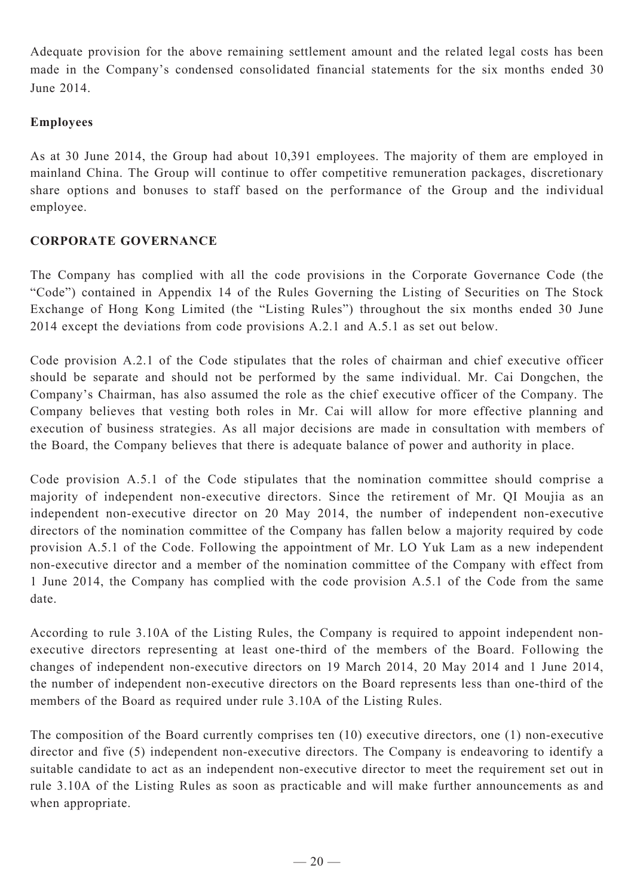Adequate provision for the above remaining settlement amount and the related legal costs has been made in the Company's condensed consolidated financial statements for the six months ended 30 June 2014.

**Employees**

As at 30 June 2014, the Group had about 10,391 employees. The majority of them are employed in mainland China. The Group will continue to offer competitive remuneration packages, discretionary share options and bonuses to staff based on the performance of the Group and the individual employee.

## CORPORATE GOVERNANCE

The Company has complied with all the code provisions in the Corporate Governance Code (the "Code") contained in Appendix 14 of the Rules Governing the Listing of Securities on The Stock Exchange of Hong Kong Limited (the "Listing Rules") throughout the six months ended 30 June 2014 except the deviations from code provisions A.2.1 and A.5.1 as set out below.

Code provision A.2.1 of the Code stipulates that the roles of chairman and chief executive officer should be separate and should not be performed by the same individual. Mr. Cai Dongchen, the Company's Chairman, has also assumed the role as the chief executive officer of the Company. The Company believes that vesting both roles in Mr. Cai will allow for more effective planning and execution of business strategies. As all major decisions are made in consultation with members of the Board, the Company believes that there is adequate balance of power and authority in place.

Code provision A.5.1 of the Code stipulates that the nomination committee should comprise a majority of independent non-executive directors. Since the retirement of Mr. QI Moujia as an independent non-executive director on 20 May 2014, the number of independent non-executive directors of the nomination committee of the Company has fallen below a majority required by code provision A.5.1 of the Code. Following the appointment of Mr. LO Yuk Lam as a new independent non-executive director and a member of the nomination committee of the Company with effect from 1 June 2014, the Company has complied with the code provision A.5.1 of the Code from the same date.

According to rule 3.10A of the Listing Rules, the Company is required to appoint independent non-executive directors representing at least one-third of the members of the Board. Following the changes of independent non-executive directors on 19 March 2014, 20 May 2014 and 1 June 2014, the number of independent non-executive directors on the Board represents less than one-third of the members of the Board as required under rule 3.10A of the Listing Rules.

The composition of the Board currently comprises ten (10) executive directors, one (1) non-executive director and five (5) independent non-executive directors. The Company is endeavoring to identify a suitable candidate to act as an independent non-executive director to meet the requirement set out in rule 3.10A of the Listing Rules as soon as practicable and will make further announcements as and when appropriate.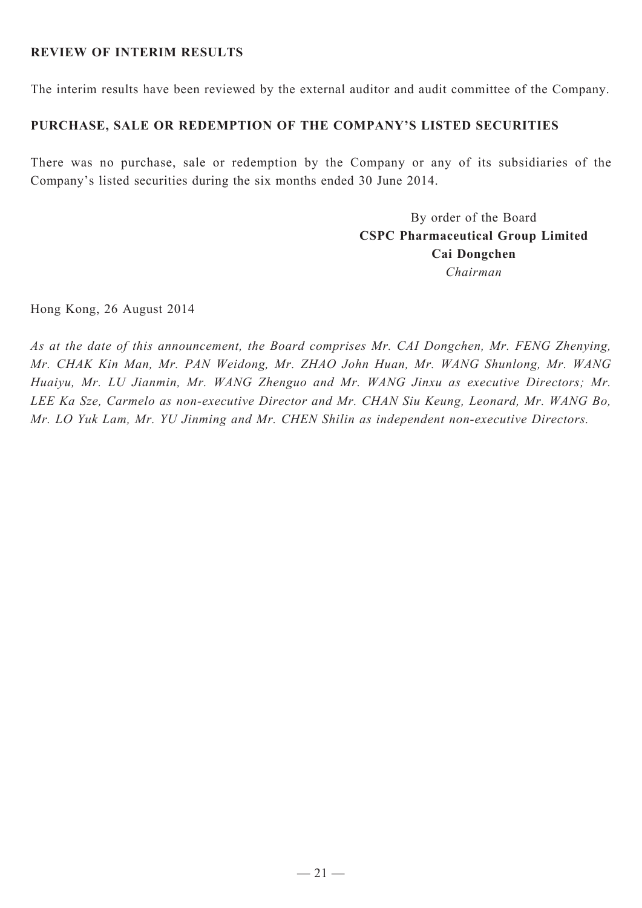## REVIEW OF INTERIM RESULTS

The interim results have been reviewed by the external auditor and audit committee of the Company.

## PURCHASE, SALE OR REDEMPTION OF THE COMPANY'S LISTED SECURITIES

There was no purchase, sale or redemption by the Company or any of its subsidiaries of the Company's listed securities during the six months ended 30 June 2014.

By order of the Board
**CSPC Pharmaceutical Group Limited**
**Cai Dongchen**
*Chairman*

Hong Kong, 26 August 2014

*As at the date of this announcement, the Board comprises Mr. CAI Dongchen, Mr. FENG Zhenying, Mr. CHAK Kin Man, Mr. PAN Weidong, Mr. ZHAO John Huan, Mr. WANG Shunlong, Mr. WANG Huaiyu, Mr. LU Jianmin, Mr. WANG Zhenguo and Mr. WANG Jinxu as executive Directors; Mr. LEE Ka Sze, Carmelo as non-executive Director and Mr. CHAN Siu Keung, Leonard, Mr. WANG Bo, Mr. LO Yuk Lam, Mr. YU Jinming and Mr. CHEN Shilin as independent non-executive Directors.*